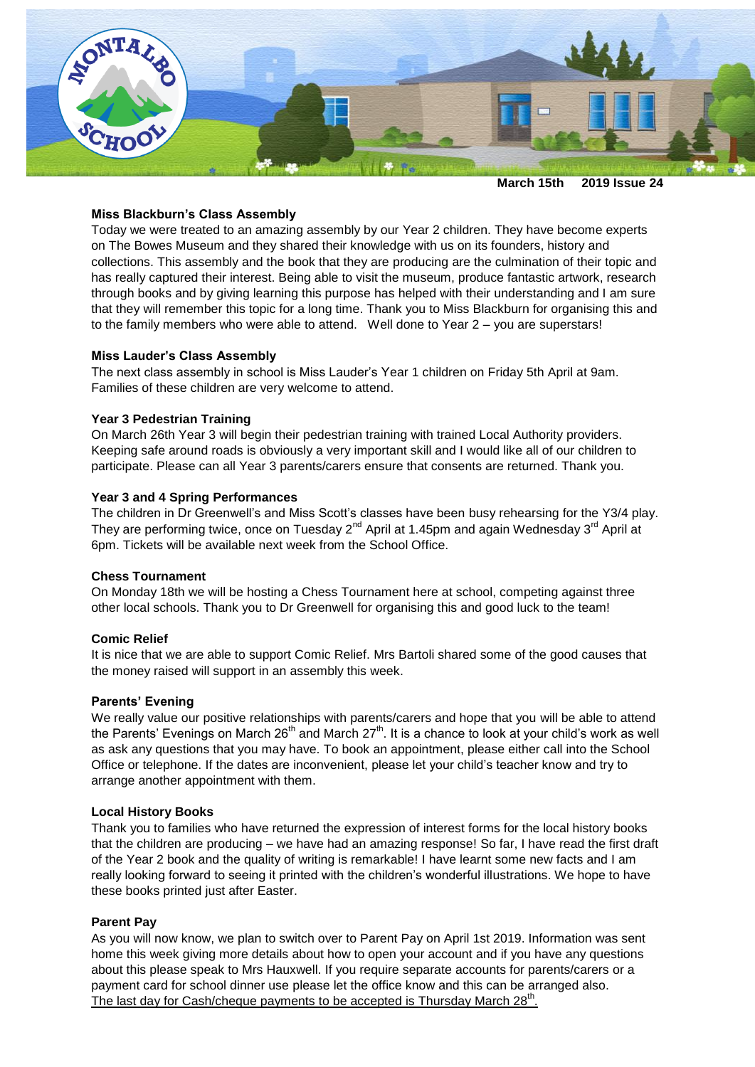March 15th 2019 Issue 24

### Miss Blackburn's Class Assembly

Today we were treated to an amazing assembly by our Year 2 children. They have become experts on The Bowes Museum and they shared their knowledge with us on its founders, history and collections. This assembly and the book that they are producing are the culmination of their topic and has really captured their interest. Being able to visit the museum, produce fantastic artwork, research through books and by giving learning this purpose has helped with their understanding and I am sure that they will remember this topic for a long time. Thank you to Miss Blackburn for organising this and to the family members who were able to attend. Well done to Year 2 – you are superstars!

### Miss Lauder's Class Assembly

The next class assembly in school is Miss Lauder's Year 1 children on Friday 5th April at 9am. Families of these children are very welcome to attend.

### Year 3 Pedestrian Training

On March 26th Year 3 will begin their pedestrian training with trained Local Authority providers. Keeping safe around roads is obviously a very important skill and I would like all of our children to participate. Please can all Year 3 parents/carers ensure that consents are returned. Thank you.

### Year 3 and 4 Spring Performances

The children in Dr Greenwell's and Miss Scott's classes have been busy rehearsing for the Y3/4 play. They are performing twice, once on Tuesday 2nd April at 1.45pm and again Wednesday 3rd April at 6pm. Tickets will be available next week from the School Office.

### Chess Tournament

On Monday 18th we will be hosting a Chess Tournament here at school, competing against three other local schools. Thank you to Dr Greenwell for organising this and good luck to the team!

### Comic Relief

It is nice that we are able to support Comic Relief. Mrs Bartoli shared some of the good causes that the money raised will support in an assembly this week.

### Parents' Evening

We really value our positive relationships with parents/carers and hope that you will be able to attend the Parents' Evenings on March 26th and March 27th. It is a chance to look at your child's work as well as ask any questions that you may have. To book an appointment, please either call into the School Office or telephone. If the dates are inconvenient, please let your child's teacher know and try to arrange another appointment with them.

### Local History Books

Thank you to families who have returned the expression of interest forms for the local history books that the children are producing – we have had an amazing response! So far, I have read the first draft of the Year 2 book and the quality of writing is remarkable! I have learnt some new facts and I am really looking forward to seeing it printed with the children's wonderful illustrations. We hope to have these books printed just after Easter.

### Parent Pay

As you will now know, we plan to switch over to Parent Pay on April 1st 2019. Information was sent home this week giving more details about how to open your account and if you have any questions about this please speak to Mrs Hauxwell. If you require separate accounts for parents/carers or a payment card for school dinner use please let the office know and this can be arranged also. <u>The last day for Cash/cheque payments to be accepted is Thursday March 28th.</u>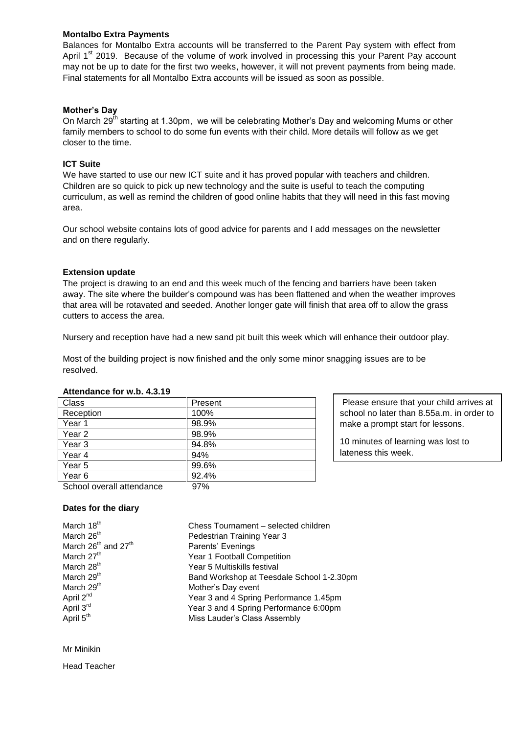**Montalbo Extra Payments**

Balances for Montalbo Extra accounts will be transferred to the Parent Pay system with effect from April 1st 2019. Because of the volume of work involved in processing this your Parent Pay account may not be up to date for the first two weeks, however, it will not prevent payments from being made. Final statements for all Montalbo Extra accounts will be issued as soon as possible.

**Mother's Day**

On March 29th starting at 1.30pm, we will be celebrating Mother's Day and welcoming Mums or other family members to school to do some fun events with their child. More details will follow as we get closer to the time.

**ICT Suite**

We have started to use our new ICT suite and it has proved popular with teachers and children. Children are so quick to pick up new technology and the suite is useful to teach the computing curriculum, as well as remind the children of good online habits that they will need in this fast moving area.

Our school website contains lots of good advice for parents and I add messages on the newsletter and on there regularly.

**Extension update**

The project is drawing to an end and this week much of the fencing and barriers have been taken away. The site where the builder's compound was has been flattened and when the weather improves that area will be rotavated and seeded. Another longer gate will finish that area off to allow the grass cutters to access the area.

Nursery and reception have had a new sand pit built this week which will enhance their outdoor play.

Most of the building project is now finished and the only some minor snagging issues are to be resolved.

**Attendance for w.b. 4.3.19**

| Class | Present |
|---|---|
| Reception | 100% |
| Year 1 | 98.9% |
| Year 2 | 98.9% |
| Year 3 | 94.8% |
| Year 4 | 94% |
| Year 5 | 99.6% |
| Year 6 | 92.4% |
| School overall attendance | 97% |

Please ensure that your child arrives at school no later than 8.55a.m. in order to make a prompt start for lessons.

10 minutes of learning was lost to lateness this week.

**Dates for the diary**

| | |
|---|---|
| March 18th | Chess Tournament – selected children |
| March 26th | Pedestrian Training Year 3 |
| March 26th and 27th | Parents' Evenings |
| March 27th | Year 1 Football Competition |
| March 28th | Year 5 Multiskills festival |
| March 29th | Band Workshop at Teesdale School 1-2.30pm |
| March 29th | Mother's Day event |
| April 2nd | Year 3 and 4 Spring Performance 1.45pm |
| April 3rd | Year 3 and 4 Spring Performance 6:00pm |
| April 5th | Miss Lauder's Class Assembly |

Mr Minikin

Head Teacher